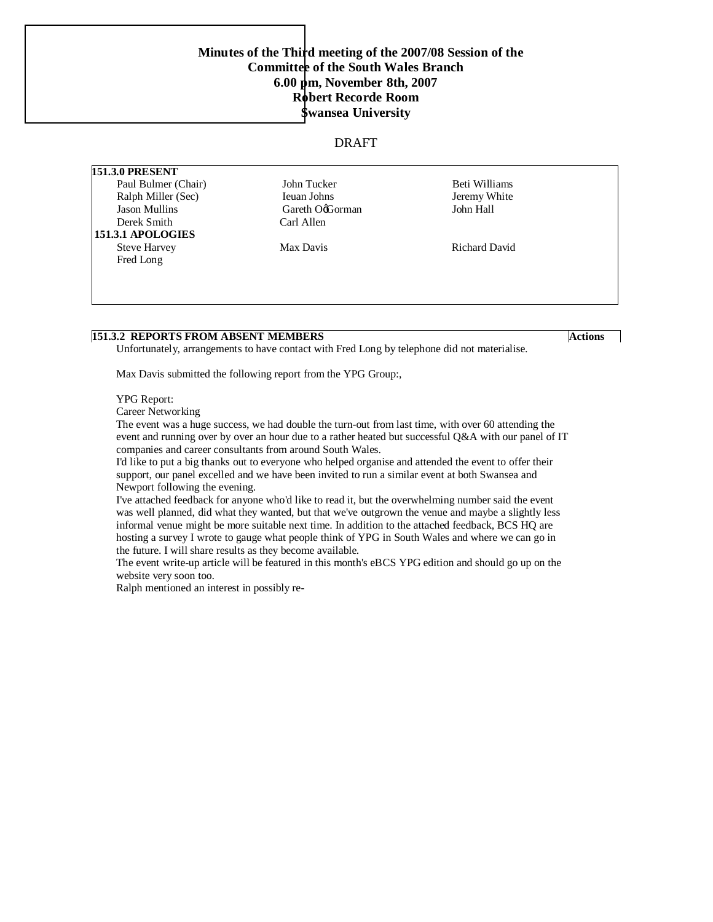**Minutes of the Third meeting of the 2007/08 Session of the Committee of the South Wales Branch**
**6.00 pm, November 8th, 2007**
**Robert Recorde Room**
**Swansea University**

DRAFT

**151.3.0 PRESENT**

| | | |
|---|---|---|
| Paul Bulmer (Chair) | John Tucker | Beti Williams |
| Ralph Miller (Sec) | Ieuan Johns | Jeremy White |
| Jason Mullins | Gareth O'Gorman | John Hall |
| Derek Smith | Carl Allen | |

**151.3.1 APOLOGIES**

| | | |
|---|---|---|
| Steve Harvey | Max Davis | Richard David |
| Fred Long | | |

**151.3.2 REPORTS FROM ABSENT MEMBERS** — **Actions**

Unfortunately, arrangements to have contact with Fred Long by telephone did not materialise.

Max Davis submitted the following report from the YPG Group:,

YPG Report:
Career Networking
The event was a huge success, we had double the turn-out from last time, with over 60 attending the event and running over by over an hour due to a rather heated but successful Q&A with our panel of IT companies and career consultants from around South Wales.
I'd like to put a big thanks out to everyone who helped organise and attended the event to offer their support, our panel excelled and we have been invited to run a similar event at both Swansea and Newport following the evening.
I've attached feedback for anyone who'd like to read it, but the overwhelming number said the event was well planned, did what they wanted, but that we've outgrown the venue and maybe a slightly less informal venue might be more suitable next time. In addition to the attached feedback, BCS HQ are hosting a survey I wrote to gauge what people think of YPG in South Wales and where we can go in the future. I will share results as they become available.
The event write-up article will be featured in this month's eBCS YPG edition and should go up on the website very soon too.
Ralph mentioned an interest in possibly re-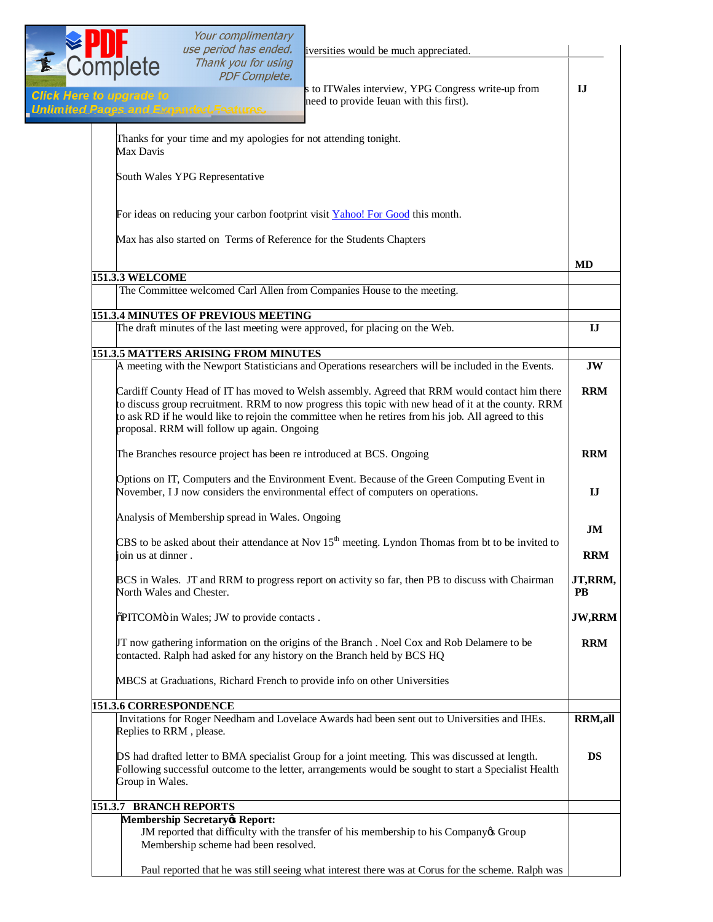| | |
|---|---|
| iversities would be much appreciated. | |
| s to ITWales interview, YPG Congress write-up from need to provide Ieuan with this first). | **IJ** |
| Thanks for your time and my apologies for not attending tonight.<br>Max Davis<br><br>South Wales YPG Representative<br><br>For ideas on reducing your carbon footprint visit Yahoo! For Good this month.<br><br>Max has also started on Terms of Reference for the Students Chapters | **MD** |
| **151.3.3 WELCOME** | |
| The Committee welcomed Carl Allen from Companies House to the meeting. | |
| **151.3.4 MINUTES OF PREVIOUS MEETING** | |
| The draft minutes of the last meeting were approved, for placing on the Web. | **IJ** |
| **151.3.5 MATTERS ARISING FROM MINUTES** | |
| A meeting with the Newport Statisticians and Operations researchers will be included in the Events. | **JW** |
| Cardiff County Head of IT has moved to Welsh assembly. Agreed that RRM would contact him there to discuss group recruitment. RRM to now progress this topic with new head of it at the county. RRM to ask RD if he would like to rejoin the committee when he retires from his job. All agreed to this proposal. RRM will follow up again. Ongoing | **RRM** |
| The Branches resource project has been re introduced at BCS. Ongoing | **RRM** |
| Options on IT, Computers and the Environment Event. Because of the Green Computing Event in November, I J now considers the environmental effect of computers on operations. | **IJ** |
| Analysis of Membership spread in Wales. Ongoing | **JM** |
| CBS to be asked about their attendance at Nov 15th meeting. Lyndon Thomas from bt to be invited to join us at dinner . | **RRM** |
| BCS in Wales. JT and RRM to progress report on activity so far, then PB to discuss with Chairman North Wales and Chester. | **JT,RRM, PB** |
| "PITCOM" in Wales; JW to provide contacts . | **JW,RRM** |
| JT now gathering information on the origins of the Branch . Noel Cox and Rob Delamere to be contacted. Ralph had asked for any history on the Branch held by BCS HQ | **RRM** |
| MBCS at Graduations, Richard French to provide info on other Universities | |
| **151.3.6 CORRESPONDENCE** | |
| Invitations for Roger Needham and Lovelace Awards had been sent out to Universities and IHEs. Replies to RRM , please. | **RRM,all** |
| DS had drafted letter to BMA specialist Group for a joint meeting. This was discussed at length. Following successful outcome to the letter, arrangements would be sought to start a Specialist Health Group in Wales. | **DS** |
| **151.3.7 BRANCH REPORTS** | |
| **Membership Secretary's Report:**<br>JM reported that difficulty with the transfer of his membership to his Company's Group Membership scheme had been resolved.<br><br>Paul reported that he was still seeing what interest there was at Corus for the scheme. Ralph was | |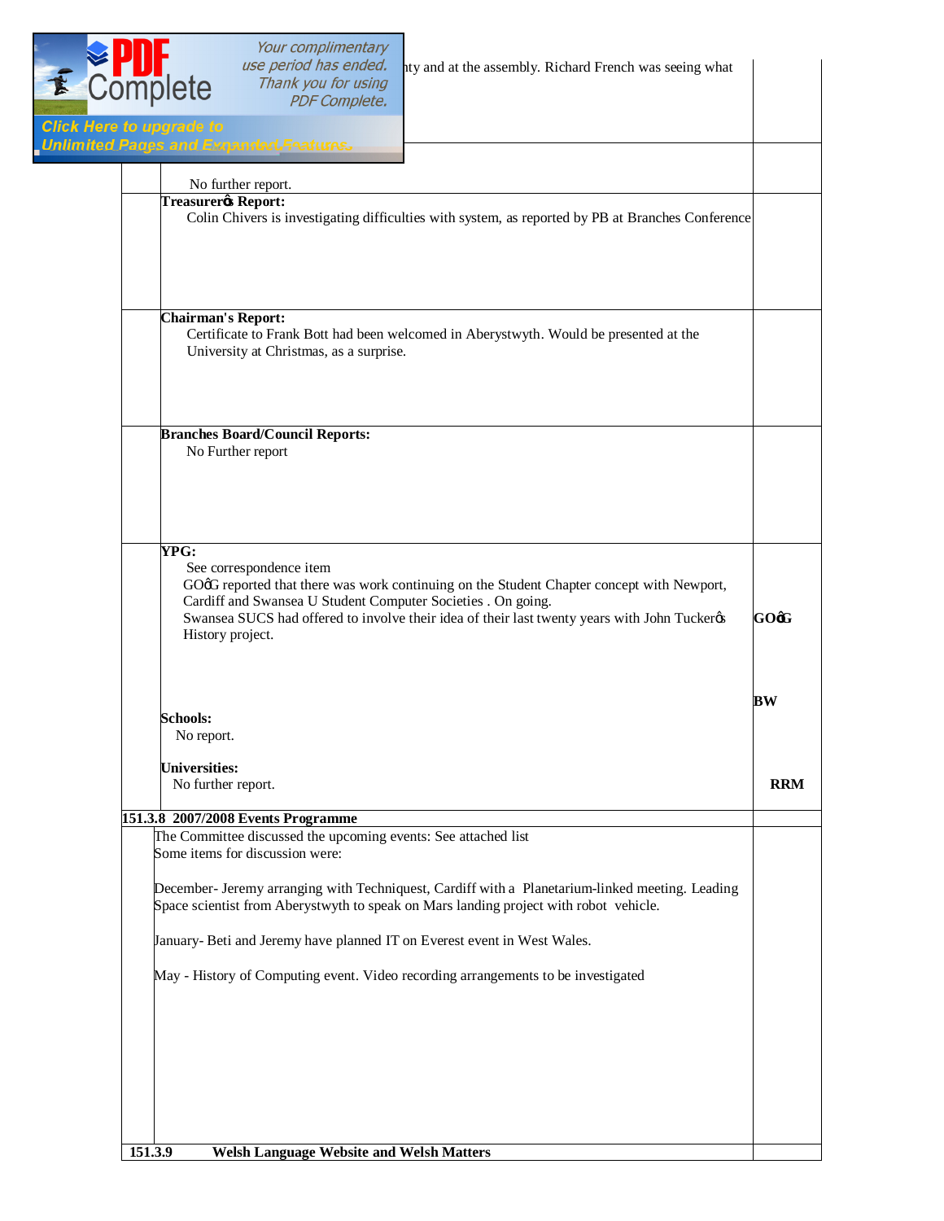nty and at the assembly. Richard French was seeing what

No further report.

**Treasurerφs Report:**

Colin Chivers is investigating difficulties with system, as reported by PB at Branches Conference

**Chairman's Report:**

Certificate to Frank Bott had been welcomed in Aberystwyth. Would be presented at the University at Christmas, as a surprise.

**Branches Board/Council Reports:**

No Further report

**YPG:**

See correspondence item

GOφG reported that there was work continuing on the Student Chapter concept with Newport, Cardiff and Swansea U Student Computer Societies . On going.

Swansea SUCS had offered to involve their idea of their last twenty years with John Tuckerφs History project. **GOφG**

**BW**

**Schools:**

No report.

**Universities:**

No further report. **RRM**

**151.3.8 2007/2008 Events Programme**

The Committee discussed the upcoming events: See attached list

Some items for discussion were:

December- Jeremy arranging with Techniquest, Cardiff with a Planetarium-linked meeting. Leading Space scientist from Aberystwyth to speak on Mars landing project with robot vehicle.

January- Beti and Jeremy have planned IT on Everest event in West Wales.

May - History of Computing event. Video recording arrangements to be investigated

**151.3.9 Welsh Language Website and Welsh Matters**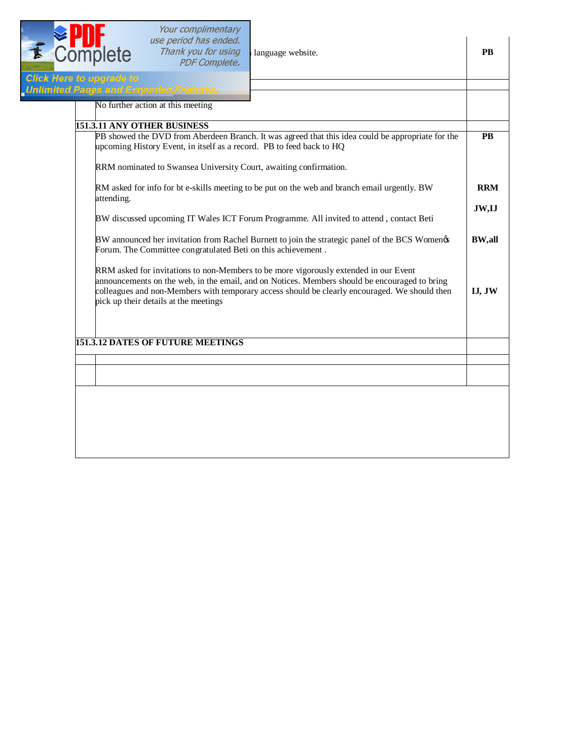| | | |
|---|---|---|
| | language website. | **PB** |
| | | |
| | No further action at this meeting | |
| **151.3.11 ANY OTHER BUSINESS** | | |
| | PB showed the DVD from Aberdeen Branch. It was agreed that this idea could be appropriate for the upcoming History Event, in itself as a record. PB to feed back to HQ | **PB** |
| | RRM nominated to Swansea University Court, awaiting confirmation. | |
| | RM asked for info for bt e-skills meeting to be put on the web and branch email urgently. BW attending. | **RRM** |
| | BW discussed upcoming IT Wales ICT Forum Programme. All invited to attend , contact Beti | **JW,IJ** |
| | BW announced her invitation from Rachel Burnett to join the strategic panel of the BCS Womenҧs Forum. The Committee congratulated Beti on this achievement . | **BW,all** |
| | RRM asked for invitations to non-Members to be more vigorously extended in our Event announcements on the web, in the email, and on Notices. Members should be encouraged to bring colleagues and non-Members with temporary access should be clearly encouraged. We should then pick up their details at the meetings | **IJ, JW** |
| **151.3.12 DATES OF FUTURE MEETINGS** | | |
| | | |
| | | |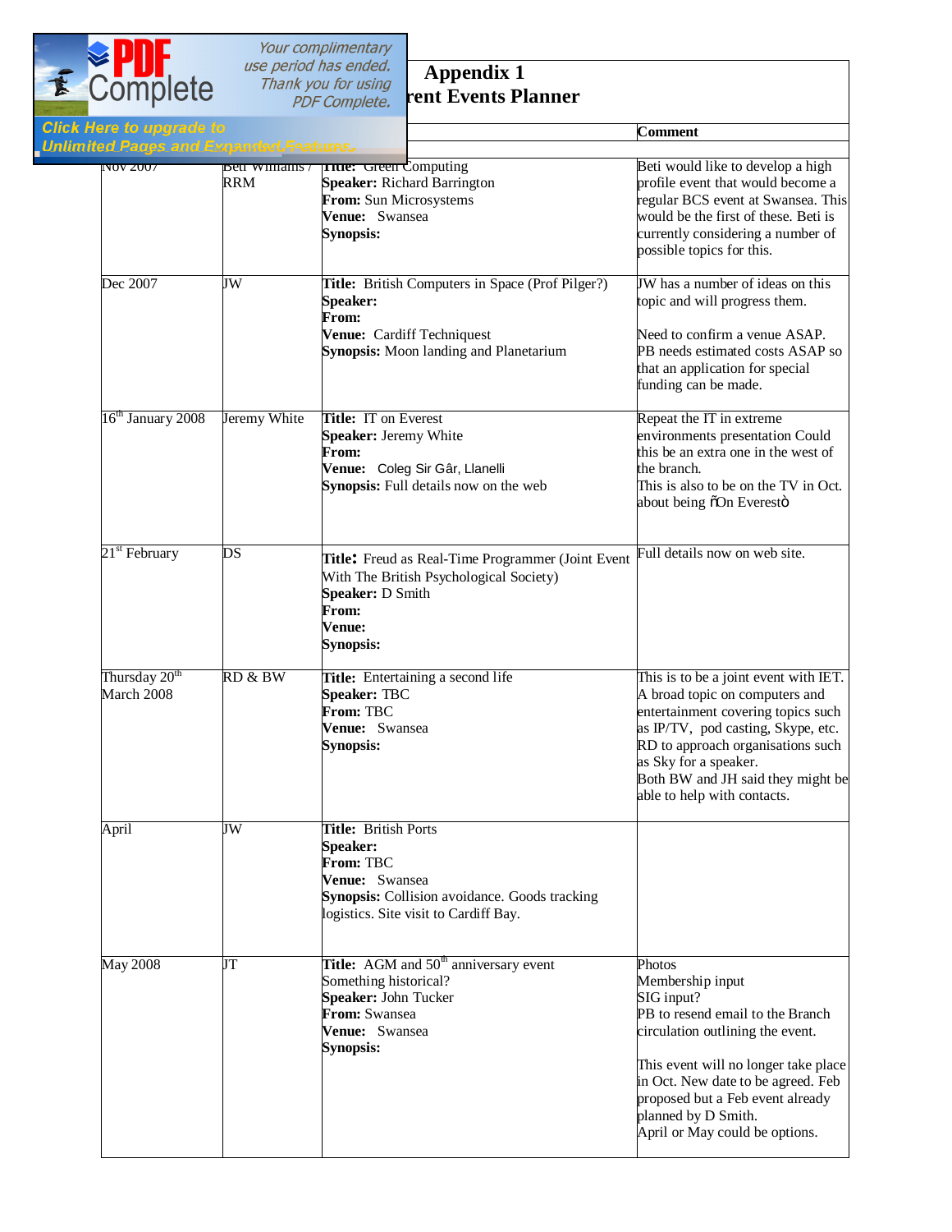## Appendix 1

## rent Events Planner

|  |  |  | Comment |
|---|---|---|---|
| Nov 2007 | Beti Williams / RRM | **Title:** Green Computing<br>**Speaker:** Richard Barrington<br>**From:** Sun Microsystems<br>**Venue:** Swansea<br>**Synopsis:** | Beti would like to develop a high profile event that would become a regular BCS event at Swansea. This would be the first of these. Beti is currently considering a number of possible topics for this. |
| Dec 2007 | JW | **Title:** British Computers in Space (Prof Pilger?)<br>**Speaker:**<br>**From:**<br>**Venue:** Cardiff Techniquest<br>**Synopsis:** Moon landing and Planetarium | JW has a number of ideas on this topic and will progress them.<br><br>Need to confirm a venue ASAP. PB needs estimated costs ASAP so that an application for special funding can be made. |
| 16th January 2008 | Jeremy White | **Title:** IT on Everest<br>**Speaker:** Jeremy White<br>**From:**<br>**Venue:** Coleg Sir Gâr, Llanelli<br>**Synopsis:** Full details now on the web | Repeat the IT in extreme environments presentation Could this be an extra one in the west of the branch.<br>This is also to be on the TV in Oct. about being "On Everest" |
| 21st February | DS | **Title:** Freud as Real-Time Programmer (Joint Event With The British Psychological Society)<br>**Speaker:** D Smith<br>**From:**<br>**Venue:**<br>**Synopsis:** | Full details now on web site. |
| Thursday 20th March 2008 | RD & BW | **Title:** Entertaining a second life<br>**Speaker:** TBC<br>**From:** TBC<br>**Venue:** Swansea<br>**Synopsis:** | This is to be a joint event with IET. A broad topic on computers and entertainment covering topics such as IP/TV, pod casting, Skype, etc.<br>RD to approach organisations such as Sky for a speaker.<br>Both BW and JH said they might be able to help with contacts. |
| April | JW | **Title:** British Ports<br>**Speaker:**<br>**From:** TBC<br>**Venue:** Swansea<br>**Synopsis:** Collision avoidance. Goods tracking logistics. Site visit to Cardiff Bay. |  |
| May 2008 | JT | **Title:** AGM and 50th anniversary event<br>Something historical?<br>**Speaker:** John Tucker<br>**From:** Swansea<br>**Venue:** Swansea<br>**Synopsis:** | Photos<br>Membership input<br>SIG input?<br>PB to resend email to the Branch circulation outlining the event.<br><br>This event will no longer take place in Oct. New date to be agreed. Feb proposed but a Feb event already planned by D Smith.<br>April or May could be options. |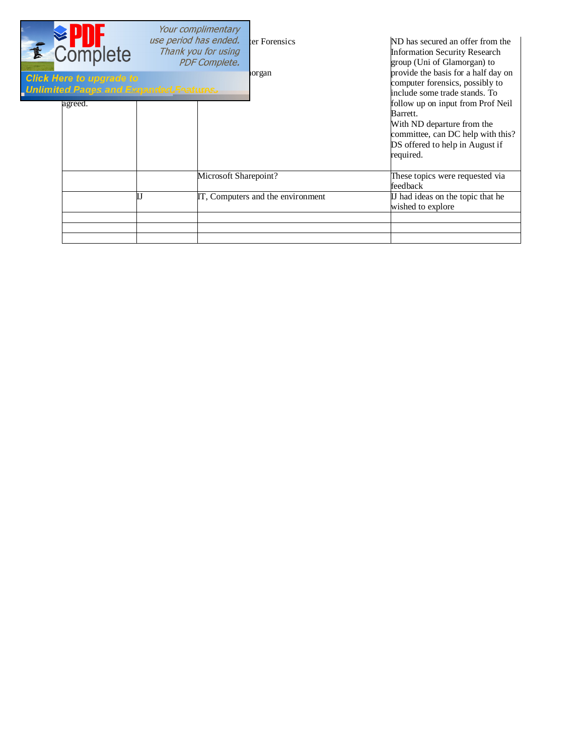| | | | |
|---|---|---|---|
| agreed. | | ...er Forensics<br><br>...organ | ND has secured an offer from the Information Security Research group (Uni of Glamorgan) to provide the basis for a half day on computer forensics, possibly to include some trade stands. To follow up on input from Prof Neil Barrett.<br>With ND departure from the committee, can DC help with this? DS offered to help in August if required. |
| | | Microsoft Sharepoint? | These topics were requested via feedback |
| | IJ | IT, Computers and the environment | IJ had ideas on the topic that he wished to explore |
| | | | |
| | | | |
| | | | |